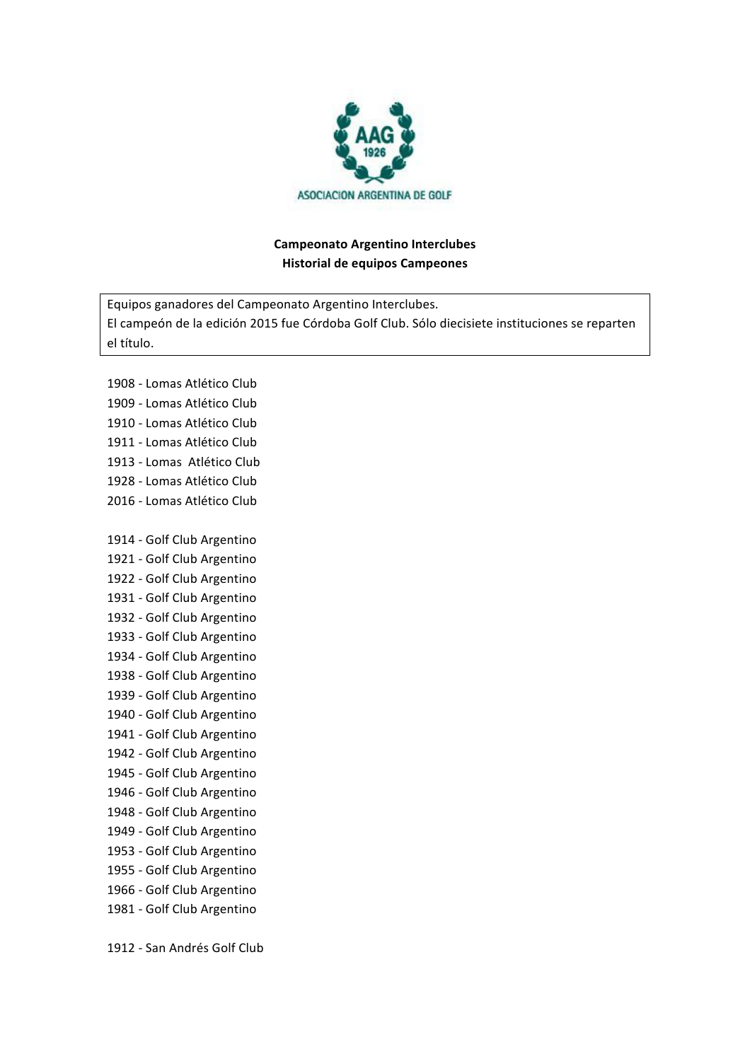ASOCIACION ARGENTINA DE GOLF

**Campeonato Argentino Interclubes**
**Historial de equipos Campeones**

Equipos ganadores del Campeonato Argentino Interclubes.
El campeón de la edición 2015 fue Córdoba Golf Club. Sólo diecisiete instituciones se reparten el título.

1908 - Lomas Atlético Club
1909 - Lomas Atlético Club
1910 - Lomas Atlético Club
1911 - Lomas Atlético Club
1913 - Lomas Atlético Club
1928 - Lomas Atlético Club
2016 - Lomas Atlético Club

1914 - Golf Club Argentino
1921 - Golf Club Argentino
1922 - Golf Club Argentino
1931 - Golf Club Argentino
1932 - Golf Club Argentino
1933 - Golf Club Argentino
1934 - Golf Club Argentino
1938 - Golf Club Argentino
1939 - Golf Club Argentino
1940 - Golf Club Argentino
1941 - Golf Club Argentino
1942 - Golf Club Argentino
1945 - Golf Club Argentino
1946 - Golf Club Argentino
1948 - Golf Club Argentino
1949 - Golf Club Argentino
1953 - Golf Club Argentino
1955 - Golf Club Argentino
1966 - Golf Club Argentino
1981 - Golf Club Argentino

1912 - San Andrés Golf Club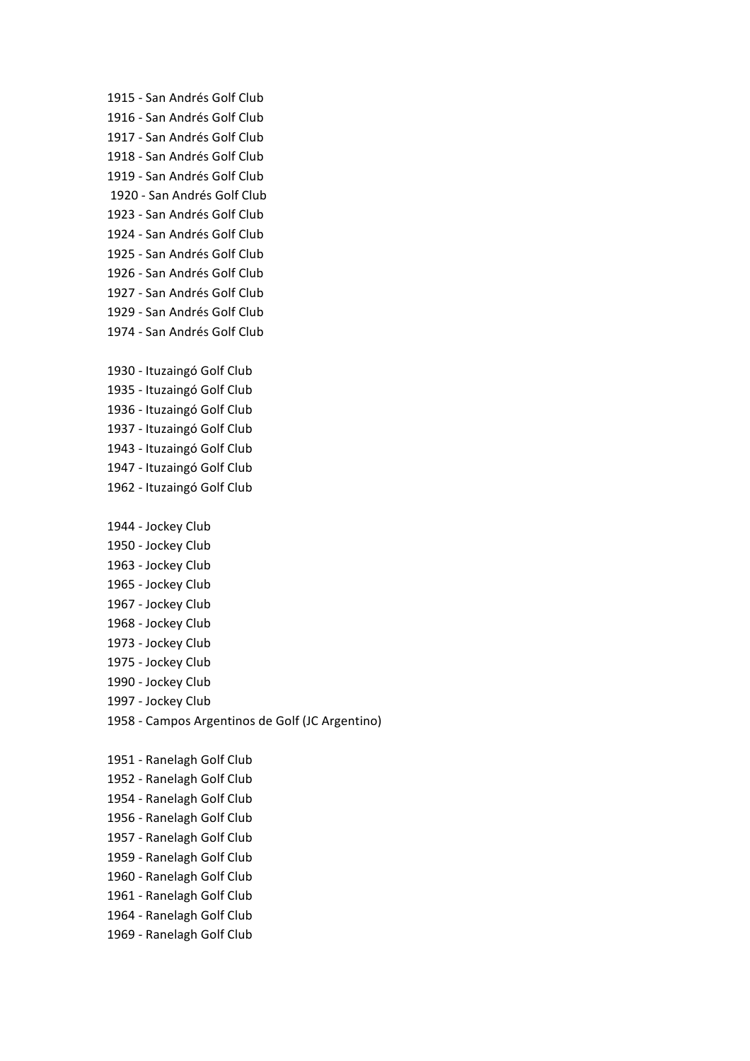1915 - San Andrés Golf Club
1916 - San Andrés Golf Club
1917 - San Andrés Golf Club
1918 - San Andrés Golf Club
1919 - San Andrés Golf Club
1920 - San Andrés Golf Club
1923 - San Andrés Golf Club
1924 - San Andrés Golf Club
1925 - San Andrés Golf Club
1926 - San Andrés Golf Club
1927 - San Andrés Golf Club
1929 - San Andrés Golf Club
1974 - San Andrés Golf Club

1930 - Ituzaingó Golf Club
1935 - Ituzaingó Golf Club
1936 - Ituzaingó Golf Club
1937 - Ituzaingó Golf Club
1943 - Ituzaingó Golf Club
1947 - Ituzaingó Golf Club
1962 - Ituzaingó Golf Club

1944 - Jockey Club
1950 - Jockey Club
1963 - Jockey Club
1965 - Jockey Club
1967 - Jockey Club
1968 - Jockey Club
1973 - Jockey Club
1975 - Jockey Club
1990 - Jockey Club
1997 - Jockey Club
1958 - Campos Argentinos de Golf (JC Argentino)

1951 - Ranelagh Golf Club
1952 - Ranelagh Golf Club
1954 - Ranelagh Golf Club
1956 - Ranelagh Golf Club
1957 - Ranelagh Golf Club
1959 - Ranelagh Golf Club
1960 - Ranelagh Golf Club
1961 - Ranelagh Golf Club
1964 - Ranelagh Golf Club
1969 - Ranelagh Golf Club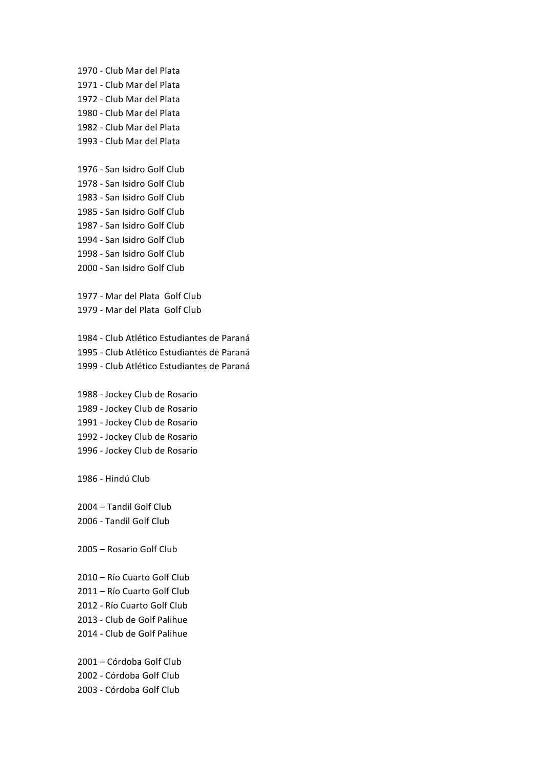1970 - Club Mar del Plata
1971 - Club Mar del Plata
1972 - Club Mar del Plata
1980 - Club Mar del Plata
1982 - Club Mar del Plata
1993 - Club Mar del Plata

1976 - San Isidro Golf Club
1978 - San Isidro Golf Club
1983 - San Isidro Golf Club
1985 - San Isidro Golf Club
1987 - San Isidro Golf Club
1994 - San Isidro Golf Club
1998 - San Isidro Golf Club
2000 - San Isidro Golf Club

1977 - Mar del Plata Golf Club
1979 - Mar del Plata Golf Club

1984 - Club Atlético Estudiantes de Paraná
1995 - Club Atlético Estudiantes de Paraná
1999 - Club Atlético Estudiantes de Paraná

1988 - Jockey Club de Rosario
1989 - Jockey Club de Rosario
1991 - Jockey Club de Rosario
1992 - Jockey Club de Rosario
1996 - Jockey Club de Rosario

1986 - Hindú Club

2004 – Tandil Golf Club
2006 - Tandil Golf Club

2005 – Rosario Golf Club

2010 – Río Cuarto Golf Club
2011 – Río Cuarto Golf Club
2012 - Río Cuarto Golf Club
2013 - Club de Golf Palihue
2014 - Club de Golf Palihue

2001 – Córdoba Golf Club
2002 - Córdoba Golf Club
2003 - Córdoba Golf Club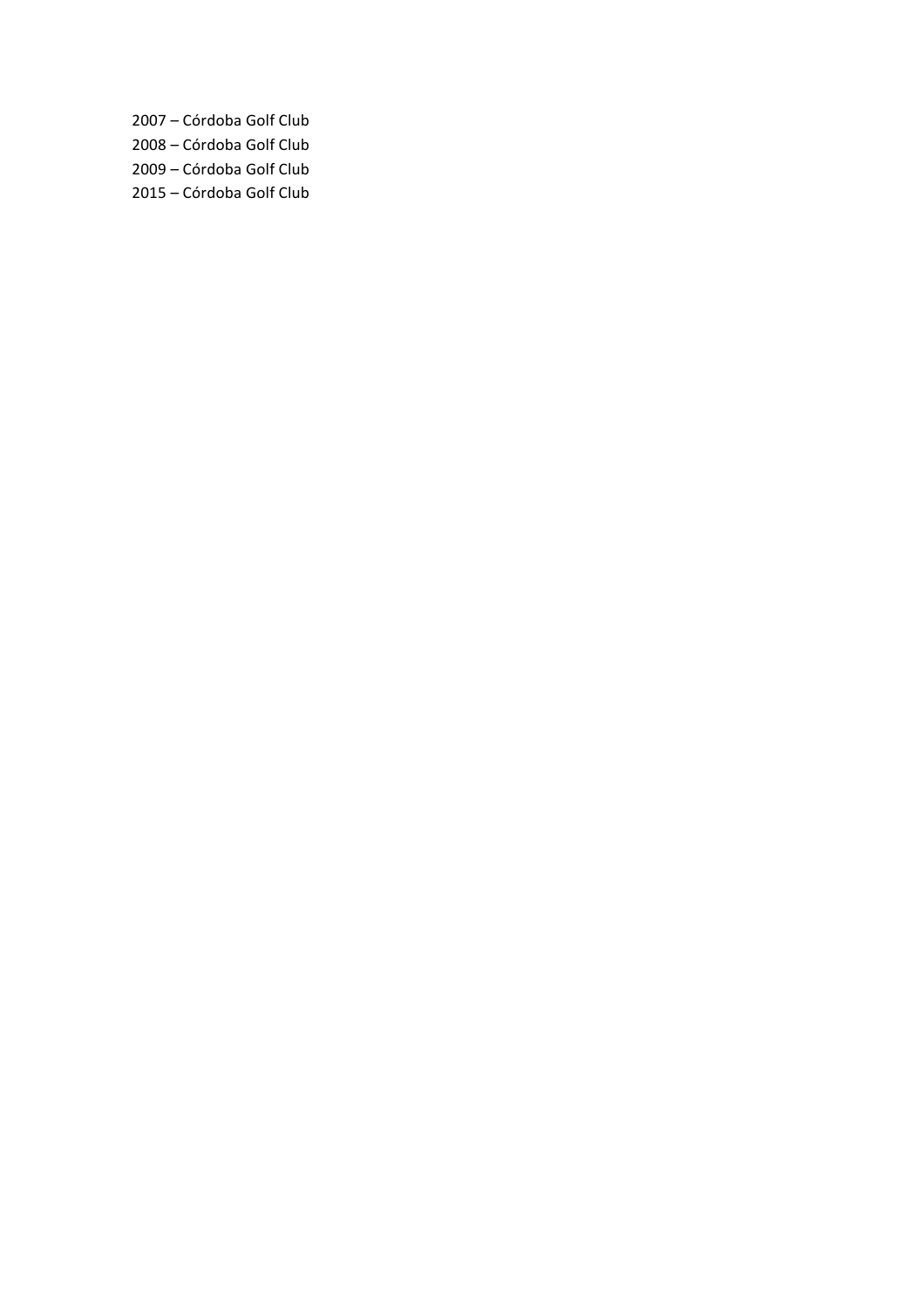2007 – Córdoba Golf Club
2008 – Córdoba Golf Club
2009 – Córdoba Golf Club
2015 – Córdoba Golf Club